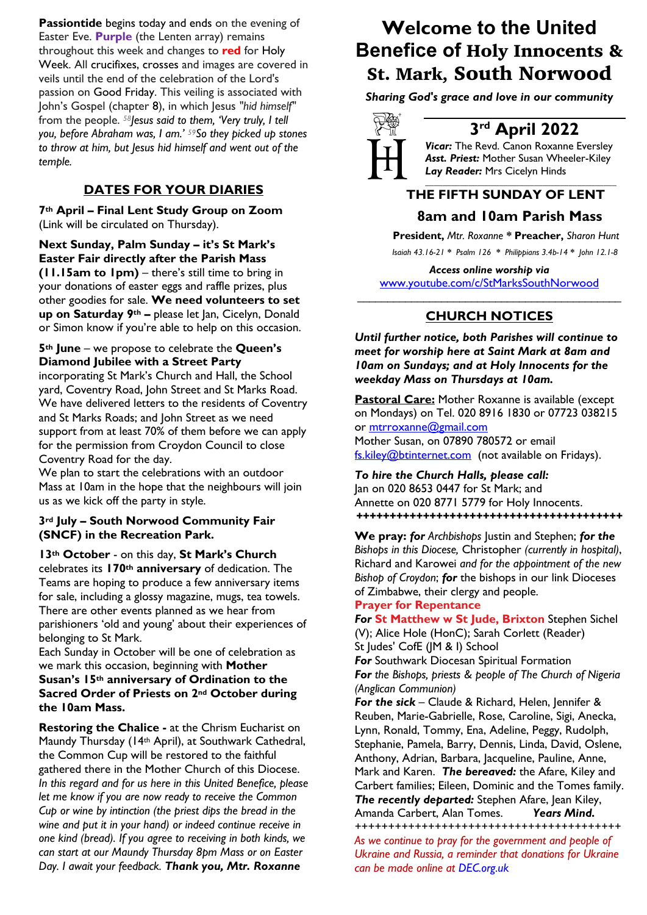# Welcome to the United Benefice of Holy Innocents & St. Mark, South Norwood

***Sharing God's grace and love in our community***

## 3rd April 2022

***Vicar:*** The Revd. Canon Roxanne Eversley
***Asst. Priest:*** Mother Susan Wheeler-Kiley
***Lay Reader:*** Mrs Cicelyn Hinds

### THE FIFTH SUNDAY OF LENT

### 8am and 10am Parish Mass

**President,** *Mtr. Roxanne* * **Preacher,** *Sharon Hunt*

*Isaiah 43.16-21 * Psalm 126 * Philippians 3.4b-14 * John 12.1-8*

***Access online worship via***
www.youtube.com/c/StMarksSouthNorwood

## CHURCH NOTICES

***Until further notice, both Parishes will continue to meet for worship here at Saint Mark at 8am and 10am on Sundays; and at Holy Innocents for the weekday Mass on Thursdays at 10am.***

**Pastoral Care:** Mother Roxanne is available (except on Mondays) on Tel. 020 8916 1830 or 07723 038215 or mtrroxanne@gmail.com
Mother Susan, on 07890 780572 or email fs.kiley@btinternet.com (not available on Fridays).

***To hire the Church Halls, please call:***
Jan on 020 8653 0447 for St Mark; and
Annette on 020 8771 5779 for Holy Innocents.

++++++++++++++++++++++++++++++++++++++++

**We pray:** ***for*** *Archbishops* Justin and Stephen; ***for the*** *Bishops in this Diocese,* Christopher *(currently in hospital)*, Richard and Karowei *and for the appointment of the new Bishop of Croydon*; ***for*** the bishops in our link Dioceses of Zimbabwe, their clergy and people.

**Prayer for Repentance**

***For*** **St Matthew w St Jude, Brixton** Stephen Sichel (V); Alice Hole (HonC); Sarah Corlett (Reader)
St Judes' CofE (JM & I) School

***For*** Southwark Diocesan Spiritual Formation

***For*** *the Bishops, priests & people of The Church of Nigeria (Anglican Communion)*

***For the sick*** – Claude & Richard, Helen, Jennifer & Reuben, Marie-Gabrielle, Rose, Caroline, Sigi, Anecka, Lynn, Ronald, Tommy, Ena, Adeline, Peggy, Rudolph, Stephanie, Pamela, Barry, Dennis, Linda, David, Oslene, Anthony, Adrian, Barbara, Jacqueline, Pauline, Anne, Mark and Karen. ***The bereaved:*** the Afare, Kiley and Carbert families; Eileen, Dominic and the Tomes family.

***The recently departed:*** Stephen Afare, Jean Kiley, Amanda Carbert, Alan Tomes. ***Years Mind.***

++++++++++++++++++++++++++++++++++++++++

*As we continue to pray for the government and people of Ukraine and Russia, a reminder that donations for Ukraine can be made online at DEC.org.uk*

---

**Passiontide** begins today and ends on the evening of Easter Eve. **Purple** (the Lenten array) remains throughout this week and changes to **red** for Holy Week. All crucifixes, crosses and images are covered in veils until the end of the celebration of the Lord's passion on Good Friday. This veiling is associated with John's Gospel (chapter 8), in which Jesus "*hid himself*" from the people. *[58]Jesus said to them, 'Very truly, I tell you, before Abraham was, I am.' [59]So they picked up stones to throw at him, but Jesus hid himself and went out of the temple.*

## DATES FOR YOUR DIARIES

**7th April – Final Lent Study Group on Zoom** (Link will be circulated on Thursday).

**Next Sunday, Palm Sunday – it's St Mark's Easter Fair directly after the Parish Mass (11.15am to 1pm)** – there's still time to bring in your donations of easter eggs and raffle prizes, plus other goodies for sale. **We need volunteers to set up on Saturday 9th –** please let Jan, Cicelyn, Donald or Simon know if you're able to help on this occasion.

**5th June** – we propose to celebrate the **Queen's Diamond Jubilee with a Street Party** incorporating St Mark's Church and Hall, the School yard, Coventry Road, John Street and St Marks Road. We have delivered letters to the residents of Coventry and St Marks Roads; and John Street as we need support from at least 70% of them before we can apply for the permission from Croydon Council to close Coventry Road for the day.
We plan to start the celebrations with an outdoor Mass at 10am in the hope that the neighbours will join us as we kick off the party in style.

**3rd July – South Norwood Community Fair (SNCF) in the Recreation Park.**

**13th October** - on this day, **St Mark's Church** celebrates its **170th anniversary** of dedication. The Teams are hoping to produce a few anniversary items for sale, including a glossy magazine, mugs, tea towels. There are other events planned as we hear from parishioners 'old and young' about their experiences of belonging to St Mark.
Each Sunday in October will be one of celebration as we mark this occasion, beginning with **Mother Susan's 15th anniversary of Ordination to the Sacred Order of Priests on 2nd October during the 10am Mass.**

**Restoring the Chalice -** at the Chrism Eucharist on Maundy Thursday (14th April), at Southwark Cathedral, the Common Cup will be restored to the faithful gathered there in the Mother Church of this Diocese. *In this regard and for us here in this United Benefice, please let me know if you are now ready to receive the Common Cup or wine by intinction (the priest dips the bread in the wine and put it in your hand) or indeed continue receive in one kind (bread). If you agree to receiving in both kinds, we can start at our Maundy Thursday 8pm Mass or on Easter Day. I await your feedback.* ***Thank you, Mtr. Roxanne***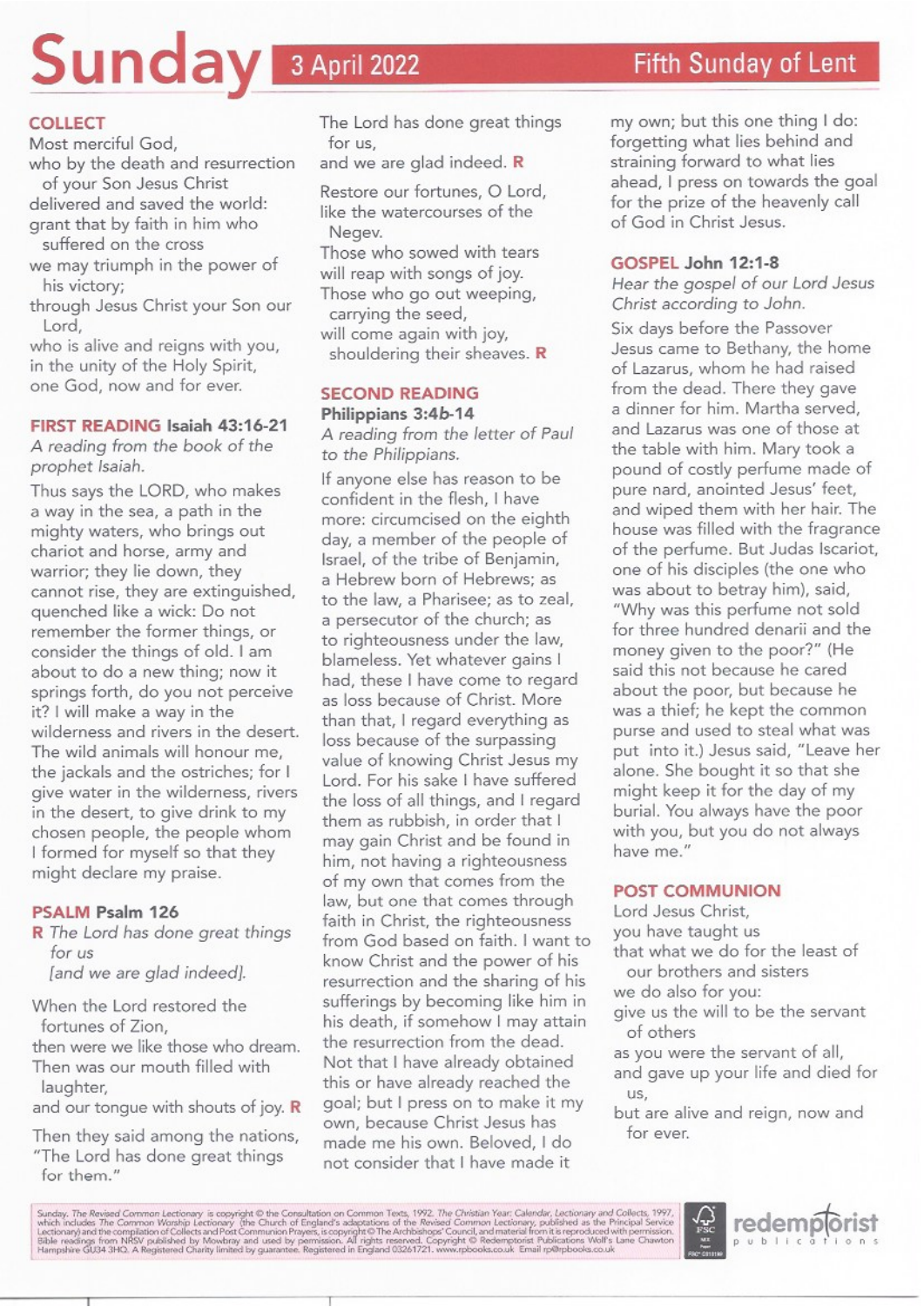# Sunday 3 April 2022 — Fifth Sunday of Lent

## COLLECT

Most merciful God,
who by the death and resurrection of your Son Jesus Christ
delivered and saved the world:
grant that by faith in him who suffered on the cross
we may triumph in the power of his victory;
through Jesus Christ your Son our Lord,
who is alive and reigns with you,
in the unity of the Holy Spirit,
one God, now and for ever.

## FIRST READING Isaiah 43:16-21

*A reading from the book of the prophet Isaiah.*

Thus says the LORD, who makes a way in the sea, a path in the mighty waters, who brings out chariot and horse, army and warrior; they lie down, they cannot rise, they are extinguished, quenched like a wick: Do not remember the former things, or consider the things of old. I am about to do a new thing; now it springs forth, do you not perceive it? I will make a way in the wilderness and rivers in the desert. The wild animals will honour me, the jackals and the ostriches; for I give water in the wilderness, rivers in the desert, to give drink to my chosen people, the people whom I formed for myself so that they might declare my praise.

## PSALM Psalm 126

**R** *The Lord has done great things for us [and we are glad indeed].*

When the Lord restored the fortunes of Zion,
then were we like those who dream.
Then was our mouth filled with laughter,
and our tongue with shouts of joy. **R**

Then they said among the nations,
"The Lord has done great things for them."
The Lord has done great things for us,
and we are glad indeed. **R**

Restore our fortunes, O Lord,
like the watercourses of the Negev.
Those who sowed with tears
will reap with songs of joy.
Those who go out weeping,
carrying the seed,
will come again with joy,
shouldering their sheaves. **R**

## SECOND READING Philippians 3:4*b*-14

*A reading from the letter of Paul to the Philippians.*

If anyone else has reason to be confident in the flesh, I have more: circumcised on the eighth day, a member of the people of Israel, of the tribe of Benjamin, a Hebrew born of Hebrews; as to the law, a Pharisee; as to zeal, a persecutor of the church; as to righteousness under the law, blameless. Yet whatever gains I had, these I have come to regard as loss because of Christ. More than that, I regard everything as loss because of the surpassing value of knowing Christ Jesus my Lord. For his sake I have suffered the loss of all things, and I regard them as rubbish, in order that I may gain Christ and be found in him, not having a righteousness of my own that comes from the law, but one that comes through faith in Christ, the righteousness from God based on faith. I want to know Christ and the power of his resurrection and the sharing of his sufferings by becoming like him in his death, if somehow I may attain the resurrection from the dead. Not that I have already obtained this or have already reached the goal; but I press on to make it my own, because Christ Jesus has made me his own. Beloved, I do not consider that I have made it my own; but this one thing I do: forgetting what lies behind and straining forward to what lies ahead, I press on towards the goal for the prize of the heavenly call of God in Christ Jesus.

## GOSPEL John 12:1-8

*Hear the gospel of our Lord Jesus Christ according to John.*

Six days before the Passover Jesus came to Bethany, the home of Lazarus, whom he had raised from the dead. There they gave a dinner for him. Martha served, and Lazarus was one of those at the table with him. Mary took a pound of costly perfume made of pure nard, anointed Jesus' feet, and wiped them with her hair. The house was filled with the fragrance of the perfume. But Judas Iscariot, one of his disciples (the one who was about to betray him), said, "Why was this perfume not sold for three hundred denarii and the money given to the poor?" (He said this not because he cared about the poor, but because he was a thief; he kept the common purse and used to steal what was put into it.) Jesus said, "Leave her alone. She bought it so that she might keep it for the day of my burial. You always have the poor with you, but you do not always have me."

## POST COMMUNION

Lord Jesus Christ,
you have taught us
that what we do for the least of our brothers and sisters
we do also for you:
give us the will to be the servant of others
as you were the servant of all,
and gave up your life and died for us,
but are alive and reign, now and for ever.

Sunday. *The Revised Common Lectionary* is copyright © the Consultation on Common Texts, 1992. *The Christian Year: Calendar, Lectionary and Collects*, 1997, which includes *The Common Worship Lectionary* (the Church of England's adaptations of the *Revised Common Lectionary*, published as the Principal Service Lectionary) and the compilation of Collects and Post Communion Prayers, is copyright © The Archbishops' Council, and material from it is reproduced with permission. Bible readings from NRSV published by Mowbray and used by permission. All rights reserved. Copyright © Redemptorist Publications Wolf's Lane Chawton Hampshire GU34 3HQ. A Registered Charity limited by guarantee. Registered in England 03261721. www.rpbooks.co.uk Email rp@rpbooks.co.uk

redemptorist publications